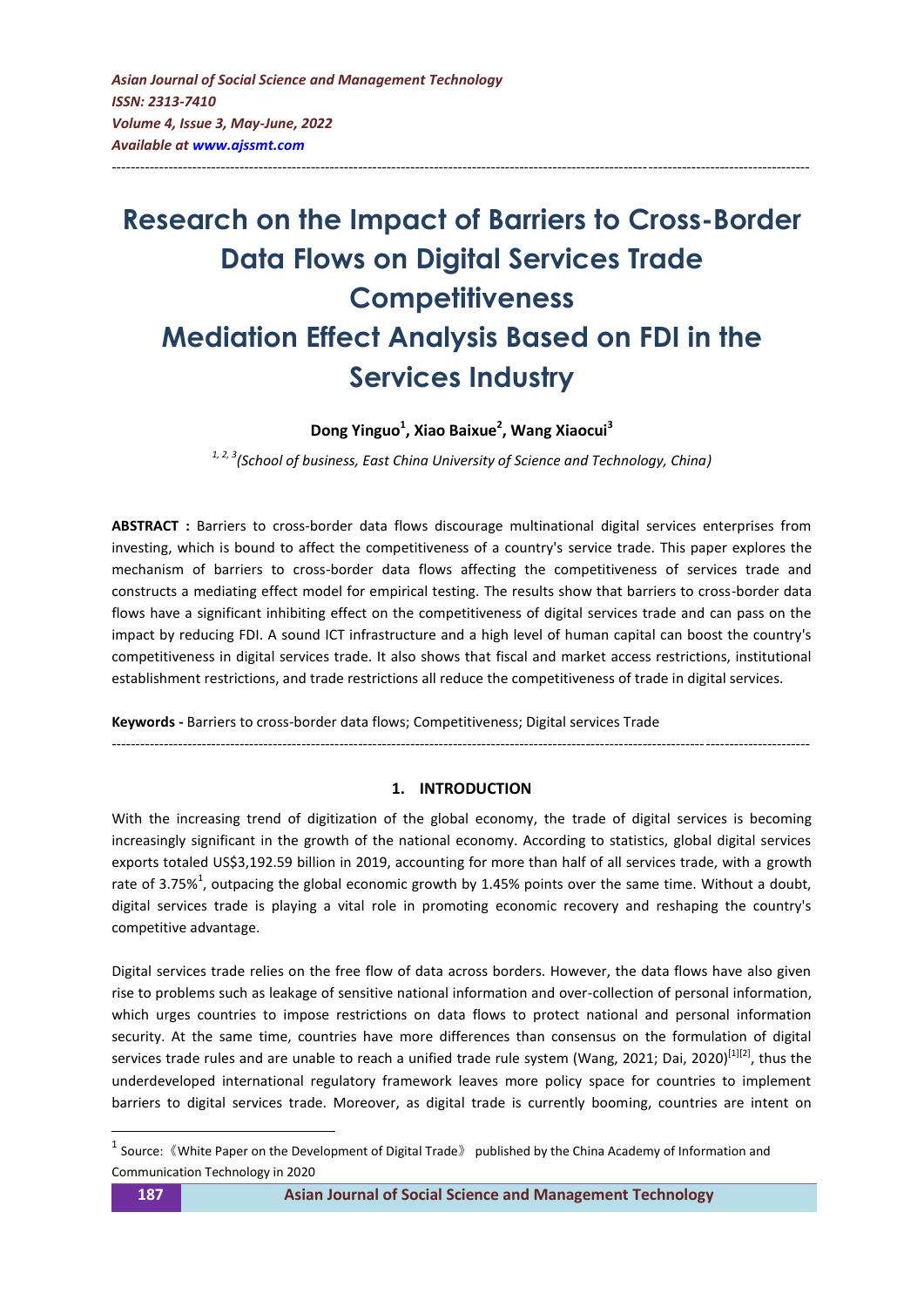# Research on the Impact of Barriers to Cross-Border Data Flows on Digital Services Trade Competitiveness Mediation Effect Analysis Based on FDI in the Services Industry

**Dong Yinguo[1], Xiao Baixue[2], Wang Xiaocui[3]**

*[1, 2, 3](School of business, East China University of Science and Technology, China)*

**ABSTRACT :** Barriers to cross-border data flows discourage multinational digital services enterprises from investing, which is bound to affect the competitiveness of a country's service trade. This paper explores the mechanism of barriers to cross-border data flows affecting the competitiveness of services trade and constructs a mediating effect model for empirical testing. The results show that barriers to cross-border data flows have a significant inhibiting effect on the competitiveness of digital services trade and can pass on the impact by reducing FDI. A sound ICT infrastructure and a high level of human capital can boost the country's competitiveness in digital services trade. It also shows that fiscal and market access restrictions, institutional establishment restrictions, and trade restrictions all reduce the competitiveness of trade in digital services.

**Keywords -** Barriers to cross-border data flows; Competitiveness; Digital services Trade

## 1. INTRODUCTION

With the increasing trend of digitization of the global economy, the trade of digital services is becoming increasingly significant in the growth of the national economy. According to statistics, global digital services exports totaled US$3,192.59 billion in 2019, accounting for more than half of all services trade, with a growth rate of 3.75%[1], outpacing the global economic growth by 1.45% points over the same time. Without a doubt, digital services trade is playing a vital role in promoting economic recovery and reshaping the country's competitive advantage.

Digital services trade relies on the free flow of data across borders. However, the data flows have also given rise to problems such as leakage of sensitive national information and over-collection of personal information, which urges countries to impose restrictions on data flows to protect national and personal information security. At the same time, countries have more differences than consensus on the formulation of digital services trade rules and are unable to reach a unified trade rule system (Wang, 2021; Dai, 2020)[1][2], thus the underdeveloped international regulatory framework leaves more policy space for countries to implement barriers to digital services trade. Moreover, as digital trade is currently booming, countries are intent on

[1] Source:《White Paper on the Development of Digital Trade》 published by the China Academy of Information and Communication Technology in 2020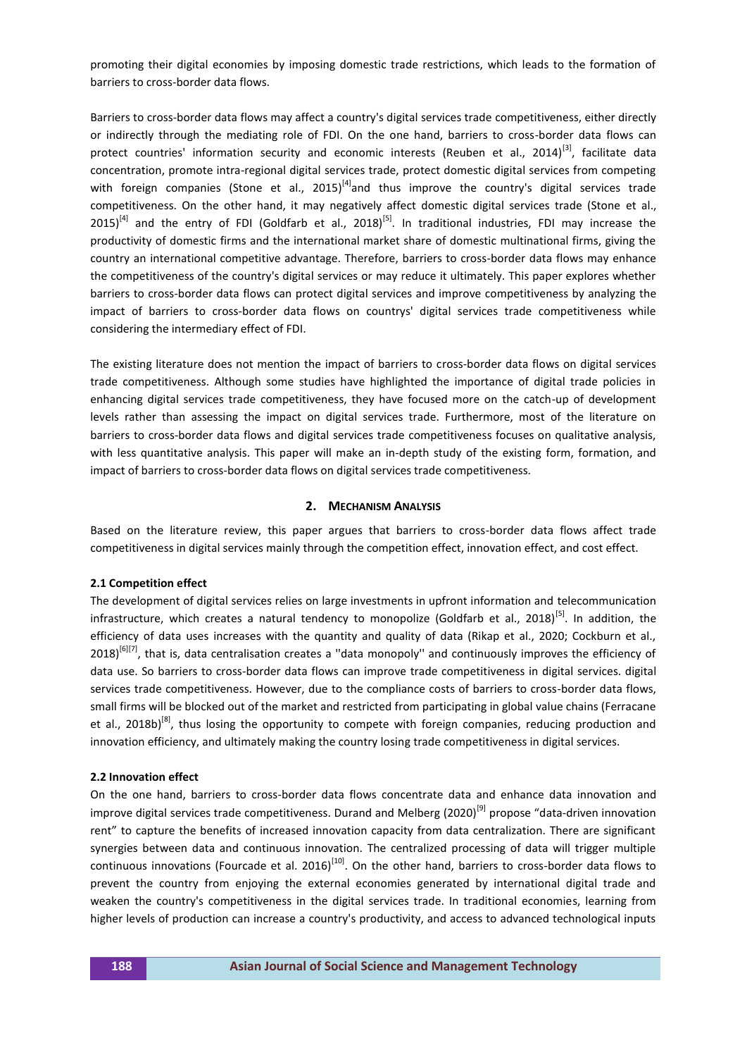promoting their digital economies by imposing domestic trade restrictions, which leads to the formation of barriers to cross-border data flows.

Barriers to cross-border data flows may affect a country's digital services trade competitiveness, either directly or indirectly through the mediating role of FDI. On the one hand, barriers to cross-border data flows can protect countries' information security and economic interests (Reuben et al., 2014)[3], facilitate data concentration, promote intra-regional digital services trade, protect domestic digital services from competing with foreign companies (Stone et al., 2015)[4]and thus improve the country's digital services trade competitiveness. On the other hand, it may negatively affect domestic digital services trade (Stone et al., 2015)[4] and the entry of FDI (Goldfarb et al., 2018)[5]. In traditional industries, FDI may increase the productivity of domestic firms and the international market share of domestic multinational firms, giving the country an international competitive advantage. Therefore, barriers to cross-border data flows may enhance the competitiveness of the country's digital services or may reduce it ultimately. This paper explores whether barriers to cross-border data flows can protect digital services and improve competitiveness by analyzing the impact of barriers to cross-border data flows on countrys' digital services trade competitiveness while considering the intermediary effect of FDI.

The existing literature does not mention the impact of barriers to cross-border data flows on digital services trade competitiveness. Although some studies have highlighted the importance of digital trade policies in enhancing digital services trade competitiveness, they have focused more on the catch-up of development levels rather than assessing the impact on digital services trade. Furthermore, most of the literature on barriers to cross-border data flows and digital services trade competitiveness focuses on qualitative analysis, with less quantitative analysis. This paper will make an in-depth study of the existing form, formation, and impact of barriers to cross-border data flows on digital services trade competitiveness.

## 2. Mechanism Analysis

Based on the literature review, this paper argues that barriers to cross-border data flows affect trade competitiveness in digital services mainly through the competition effect, innovation effect, and cost effect.

### 2.1 Competition effect

The development of digital services relies on large investments in upfront information and telecommunication infrastructure, which creates a natural tendency to monopolize (Goldfarb et al., 2018)[5]. In addition, the efficiency of data uses increases with the quantity and quality of data (Rikap et al., 2020; Cockburn et al., 2018)[6][7], that is, data centralisation creates a ''data monopoly'' and continuously improves the efficiency of data use. So barriers to cross-border data flows can improve trade competitiveness in digital services. digital services trade competitiveness. However, due to the compliance costs of barriers to cross-border data flows, small firms will be blocked out of the market and restricted from participating in global value chains (Ferracane et al., 2018b)[8], thus losing the opportunity to compete with foreign companies, reducing production and innovation efficiency, and ultimately making the country losing trade competitiveness in digital services.

### 2.2 Innovation effect

On the one hand, barriers to cross-border data flows concentrate data and enhance data innovation and improve digital services trade competitiveness. Durand and Melberg (2020)[9] propose "data-driven innovation rent" to capture the benefits of increased innovation capacity from data centralization. There are significant synergies between data and continuous innovation. The centralized processing of data will trigger multiple continuous innovations (Fourcade et al. 2016)[10]. On the other hand, barriers to cross-border data flows to prevent the country from enjoying the external economies generated by international digital trade and weaken the country's competitiveness in the digital services trade. In traditional economies, learning from higher levels of production can increase a country's productivity, and access to advanced technological inputs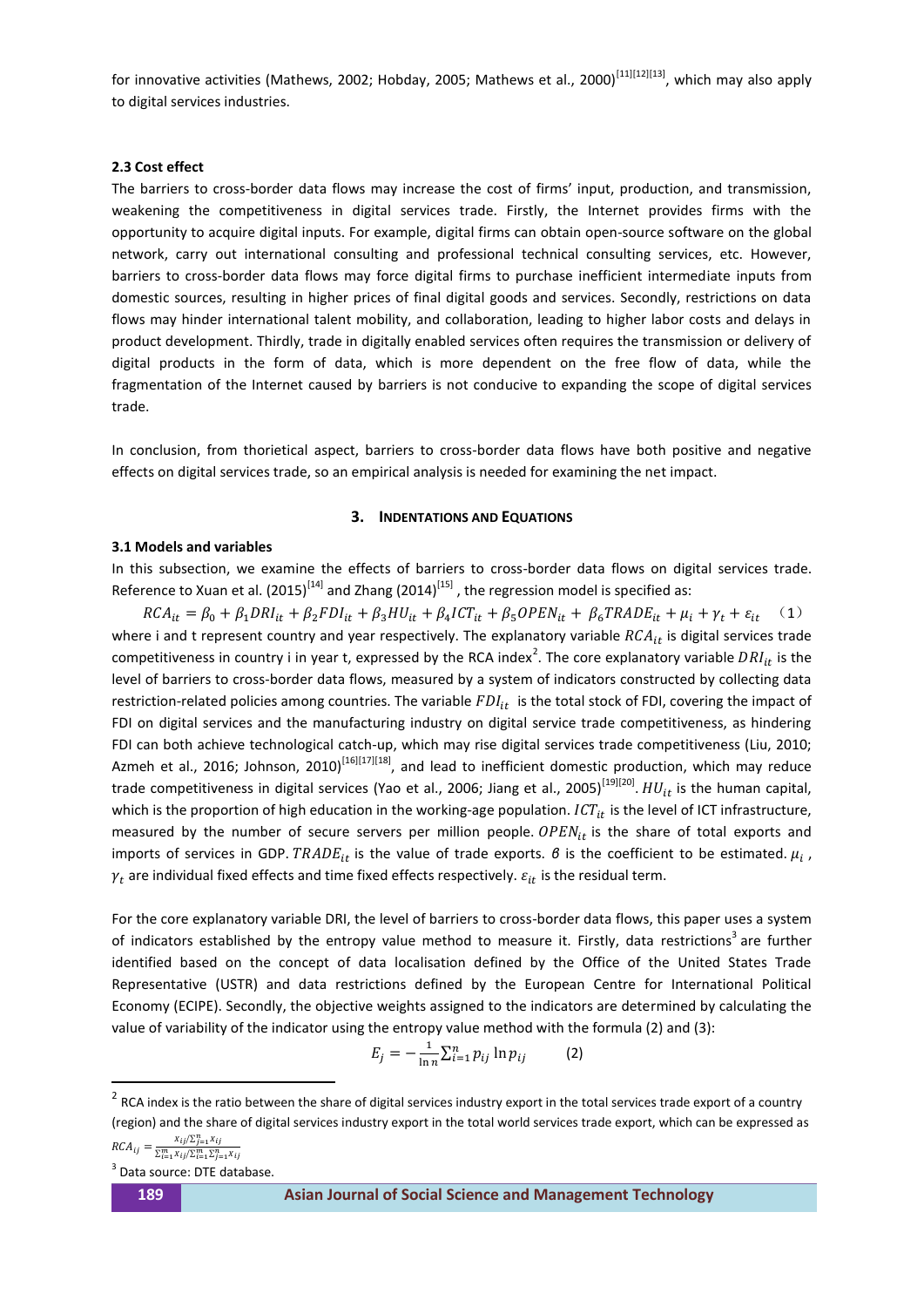for innovative activities (Mathews, 2002; Hobday, 2005; Mathews et al., 2000)[11][12][13], which may also apply to digital services industries.

### 2.3 Cost effect

The barriers to cross-border data flows may increase the cost of firms' input, production, and transmission, weakening the competitiveness in digital services trade. Firstly, the Internet provides firms with the opportunity to acquire digital inputs. For example, digital firms can obtain open-source software on the global network, carry out international consulting and professional technical consulting services, etc. However, barriers to cross-border data flows may force digital firms to purchase inefficient intermediate inputs from domestic sources, resulting in higher prices of final digital goods and services. Secondly, restrictions on data flows may hinder international talent mobility, and collaboration, leading to higher labor costs and delays in product development. Thirdly, trade in digitally enabled services often requires the transmission or delivery of digital products in the form of data, which is more dependent on the free flow of data, while the fragmentation of the Internet caused by barriers is not conducive to expanding the scope of digital services trade.

In conclusion, from thorietical aspect, barriers to cross-border data flows have both positive and negative effects on digital services trade, so an empirical analysis is needed for examining the net impact.

## 3. Indentations and Equations

### 3.1 Models and variables

In this subsection, we examine the effects of barriers to cross-border data flows on digital services trade. Reference to Xuan et al. (2015)[14] and Zhang (2014)[15] , the regression model is specified as:

$$RCA_{it} = \beta_0 + \beta_1 DRI_{it} + \beta_2 FDI_{it} + \beta_3 HU_{it} + \beta_4 ICT_{it} + \beta_5 OPEN_{it} + \beta_6 TRADE_{it} + \mu_i + \gamma_t + \varepsilon_{it} \quad (1)$$

where i and t represent country and year respectively. The explanatory variable $RCA_{it}$ is digital services trade competitiveness in country i in year t, expressed by the RCA index[2]. The core explanatory variable $DRI_{it}$ is the level of barriers to cross-border data flows, measured by a system of indicators constructed by collecting data restriction-related policies among countries. The variable $FDI_{it}$ is the total stock of FDI, covering the impact of FDI on digital services and the manufacturing industry on digital service trade competitiveness, as hindering FDI can both achieve technological catch-up, which may rise digital services trade competitiveness (Liu, 2010; Azmeh et al., 2016; Johnson, 2010)[16][17][18], and lead to inefficient domestic production, which may reduce trade competitiveness in digital services (Yao et al., 2006; Jiang et al., 2005)[19][20]. $HU_{it}$ is the human capital, which is the proportion of high education in the working-age population. $ICT_{it}$ is the level of ICT infrastructure, measured by the number of secure servers per million people. $OPEN_{it}$ is the share of total exports and imports of services in GDP. $TRADE_{it}$ is the value of trade exports. $\beta$ is the coefficient to be estimated. $\mu_i$ , $\gamma_t$ are individual fixed effects and time fixed effects respectively. $\varepsilon_{it}$ is the residual term.

For the core explanatory variable DRI, the level of barriers to cross-border data flows, this paper uses a system of indicators established by the entropy value method to measure it. Firstly, data restrictions[3] are further identified based on the concept of data localisation defined by the Office of the United States Trade Representative (USTR) and data restrictions defined by the European Centre for International Political Economy (ECIPE). Secondly, the objective weights assigned to the indicators are determined by calculating the value of variability of the indicator using the entropy value method with the formula (2) and (3):

$$E_j = -\frac{1}{\ln n}\sum_{i=1}^{n} p_{ij} \ln p_{ij} \qquad (2)$$

---

[2] RCA index is the ratio between the share of digital services industry export in the total services trade export of a country (region) and the share of digital services industry export in the total world services trade export, which can be expressed as $RCA_{ij} = \frac{x_{ij}/\sum_{j=1}^{n} x_{ij}}{\sum_{i=1}^{m} x_{ij}/\sum_{i=1}^{m}\sum_{j=1}^{n} x_{ij}}$

[3] Data source: DTE database.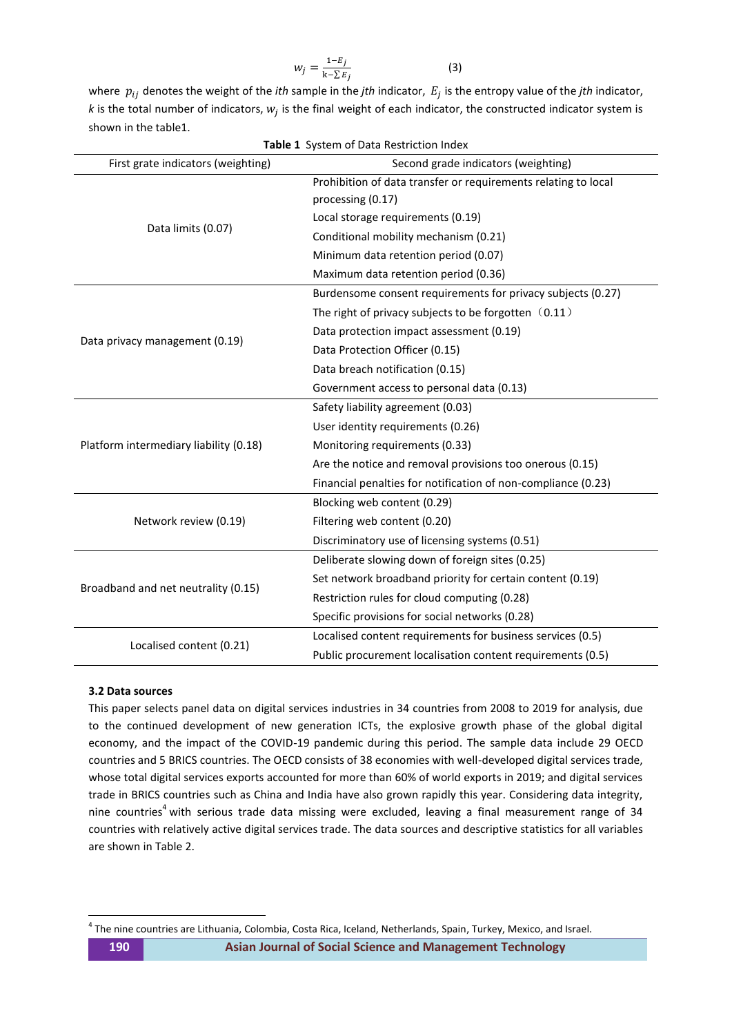$$w_j = \frac{1-E_j}{\mathrm{k}-\sum E_j} \qquad (3)$$

where $p_{ij}$ denotes the weight of the *ith* sample in the *jth* indicator, $E_j$ is the entropy value of the *jth* indicator, *k* is the total number of indicators, $w_j$ is the final weight of each indicator, the constructed indicator system is shown in the table1.

**Table 1** System of Data Restriction Index

| First grate indicators (weighting) | Second grade indicators (weighting) |
|---|---|
| Data limits (0.07) | Prohibition of data transfer or requirements relating to local processing (0.17) |
| | Local storage requirements (0.19) |
| | Conditional mobility mechanism (0.21) |
| | Minimum data retention period (0.07) |
| | Maximum data retention period (0.36) |
| Data privacy management (0.19) | Burdensome consent requirements for privacy subjects (0.27) |
| | The right of privacy subjects to be forgotten（0.11） |
| | Data protection impact assessment (0.19) |
| | Data Protection Officer (0.15) |
| | Data breach notification (0.15) |
| | Government access to personal data (0.13) |
| Platform intermediary liability (0.18) | Safety liability agreement (0.03) |
| | User identity requirements (0.26) |
| | Monitoring requirements (0.33) |
| | Are the notice and removal provisions too onerous (0.15) |
| | Financial penalties for notification of non-compliance (0.23) |
| Network review (0.19) | Blocking web content (0.29) |
| | Filtering web content (0.20) |
| | Discriminatory use of licensing systems (0.51) |
| Broadband and net neutrality (0.15) | Deliberate slowing down of foreign sites (0.25) |
| | Set network broadband priority for certain content (0.19) |
| | Restriction rules for cloud computing (0.28) |
| | Specific provisions for social networks (0.28) |
| Localised content (0.21) | Localised content requirements for business services (0.5) |
| | Public procurement localisation content requirements (0.5) |

### 3.2 Data sources

This paper selects panel data on digital services industries in 34 countries from 2008 to 2019 for analysis, due to the continued development of new generation ICTs, the explosive growth phase of the global digital economy, and the impact of the COVID-19 pandemic during this period. The sample data include 29 OECD countries and 5 BRICS countries. The OECD consists of 38 economies with well-developed digital services trade, whose total digital services exports accounted for more than 60% of world exports in 2019; and digital services trade in BRICS countries such as China and India have also grown rapidly this year. Considering data integrity, nine countries[4] with serious trade data missing were excluded, leaving a final measurement range of 34 countries with relatively active digital services trade. The data sources and descriptive statistics for all variables are shown in Table 2.

[4] The nine countries are Lithuania, Colombia, Costa Rica, Iceland, Netherlands, Spain, Turkey, Mexico, and Israel.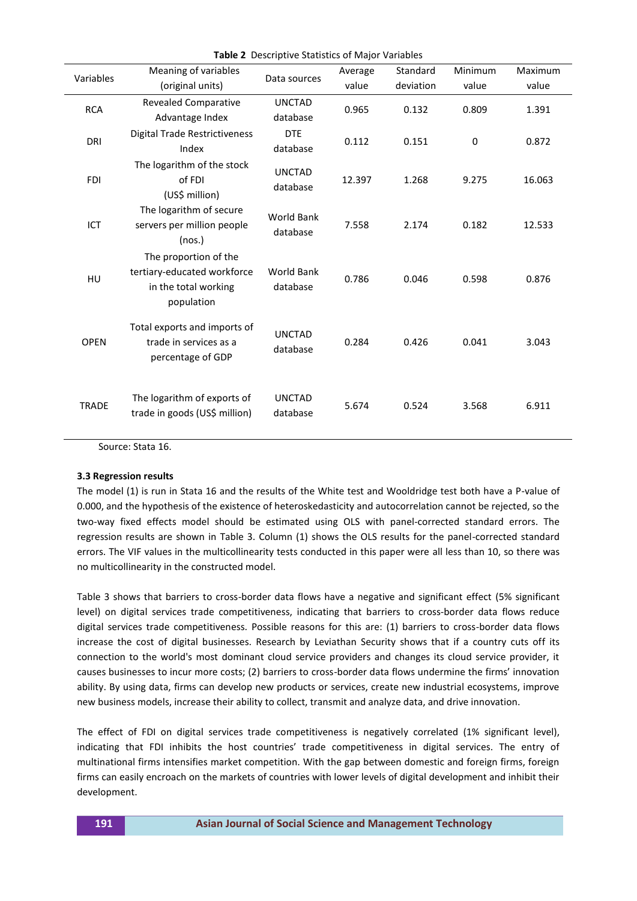**Table 2** Descriptive Statistics of Major Variables

| Variables | Meaning of variables (original units) | Data sources | Average value | Standard deviation | Minimum value | Maximum value |
|---|---|---|---|---|---|---|
| RCA | Revealed Comparative Advantage Index | UNCTAD database | 0.965 | 0.132 | 0.809 | 1.391 |
| DRI | Digital Trade Restrictiveness Index | DTE database | 0.112 | 0.151 | 0 | 0.872 |
| FDI | The logarithm of the stock of FDI (US$ million) | UNCTAD database | 12.397 | 1.268 | 9.275 | 16.063 |
| ICT | The logarithm of secure servers per million people (nos.) | World Bank database | 7.558 | 2.174 | 0.182 | 12.533 |
| HU | The proportion of the tertiary-educated workforce in the total working population | World Bank database | 0.786 | 0.046 | 0.598 | 0.876 |
| OPEN | Total exports and imports of trade in services as a percentage of GDP | UNCTAD database | 0.284 | 0.426 | 0.041 | 3.043 |
| TRADE | The logarithm of exports of trade in goods (US$ million) | UNCTAD database | 5.674 | 0.524 | 3.568 | 6.911 |

Source: Stata 16.

### 3.3 Regression results

The model (1) is run in Stata 16 and the results of the White test and Wooldridge test both have a P-value of 0.000, and the hypothesis of the existence of heteroskedasticity and autocorrelation cannot be rejected, so the two-way fixed effects model should be estimated using OLS with panel-corrected standard errors. The regression results are shown in Table 3. Column (1) shows the OLS results for the panel-corrected standard errors. The VIF values in the multicollinearity tests conducted in this paper were all less than 10, so there was no multicollinearity in the constructed model.

Table 3 shows that barriers to cross-border data flows have a negative and significant effect (5% significant level) on digital services trade competitiveness, indicating that barriers to cross-border data flows reduce digital services trade competitiveness. Possible reasons for this are: (1) barriers to cross-border data flows increase the cost of digital businesses. Research by Leviathan Security shows that if a country cuts off its connection to the world's most dominant cloud service providers and changes its cloud service provider, it causes businesses to incur more costs; (2) barriers to cross-border data flows undermine the firms' innovation ability. By using data, firms can develop new products or services, create new industrial ecosystems, improve new business models, increase their ability to collect, transmit and analyze data, and drive innovation.

The effect of FDI on digital services trade competitiveness is negatively correlated (1% significant level), indicating that FDI inhibits the host countries' trade competitiveness in digital services. The entry of multinational firms intensifies market competition. With the gap between domestic and foreign firms, foreign firms can easily encroach on the markets of countries with lower levels of digital development and inhibit their development.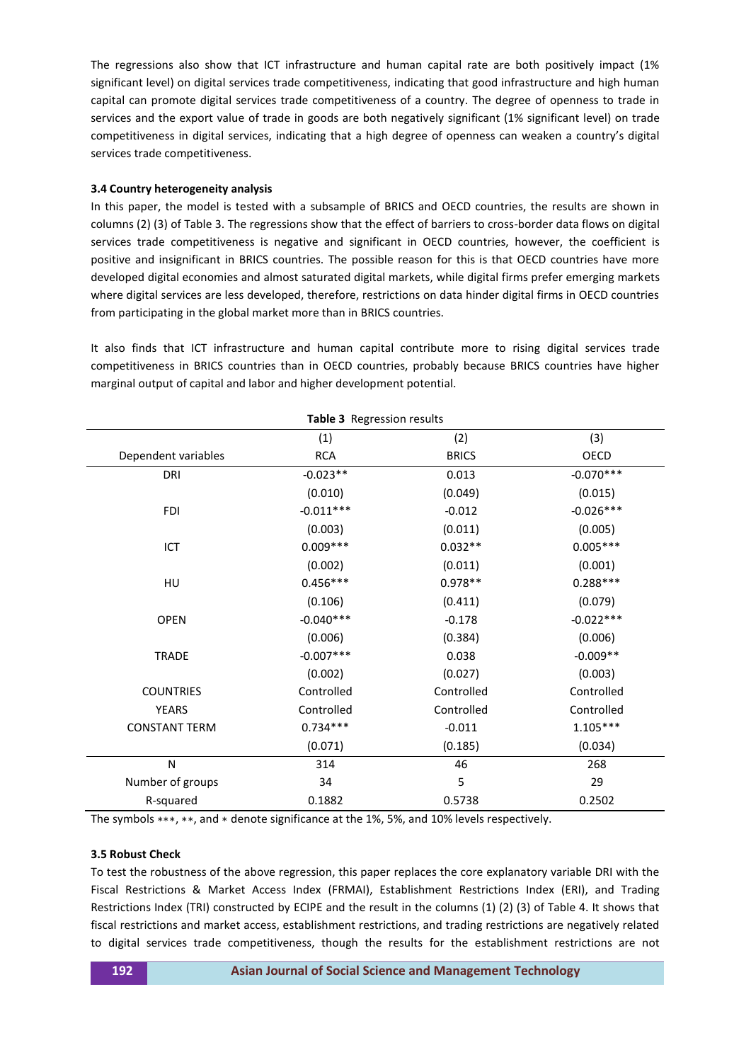The regressions also show that ICT infrastructure and human capital rate are both positively impact (1% significant level) on digital services trade competitiveness, indicating that good infrastructure and high human capital can promote digital services trade competitiveness of a country. The degree of openness to trade in services and the export value of trade in goods are both negatively significant (1% significant level) on trade competitiveness in digital services, indicating that a high degree of openness can weaken a country's digital services trade competitiveness.

**3.4 Country heterogeneity analysis**

In this paper, the model is tested with a subsample of BRICS and OECD countries, the results are shown in columns (2) (3) of Table 3. The regressions show that the effect of barriers to cross-border data flows on digital services trade competitiveness is negative and significant in OECD countries, however, the coefficient is positive and insignificant in BRICS countries. The possible reason for this is that OECD countries have more developed digital economies and almost saturated digital markets, while digital firms prefer emerging markets where digital services are less developed, therefore, restrictions on data hinder digital firms in OECD countries from participating in the global market more than in BRICS countries.

It also finds that ICT infrastructure and human capital contribute more to rising digital services trade competitiveness in BRICS countries than in OECD countries, probably because BRICS countries have higher marginal output of capital and labor and higher development potential.

**Table 3** Regression results

| | (1) | (2) | (3) |
|---|---|---|---|
| Dependent variables | RCA | BRICS | OECD |
| DRI | -0.023** | 0.013 | -0.070*** |
| | (0.010) | (0.049) | (0.015) |
| FDI | -0.011*** | -0.012 | -0.026*** |
| | (0.003) | (0.011) | (0.005) |
| ICT | 0.009*** | 0.032** | 0.005*** |
| | (0.002) | (0.011) | (0.001) |
| HU | 0.456*** | 0.978** | 0.288*** |
| | (0.106) | (0.411) | (0.079) |
| OPEN | -0.040*** | -0.178 | -0.022*** |
| | (0.006) | (0.384) | (0.006) |
| TRADE | -0.007*** | 0.038 | -0.009** |
| | (0.002) | (0.027) | (0.003) |
| COUNTRIES | Controlled | Controlled | Controlled |
| YEARS | Controlled | Controlled | Controlled |
| CONSTANT TERM | 0.734*** | -0.011 | 1.105*** |
| | (0.071) | (0.185) | (0.034) |
| N | 314 | 46 | 268 |
| Number of groups | 34 | 5 | 29 |
| R-squared | 0.1882 | 0.5738 | 0.2502 |

The symbols ***, **, and * denote significance at the 1%, 5%, and 10% levels respectively.

**3.5 Robust Check**

To test the robustness of the above regression, this paper replaces the core explanatory variable DRI with the Fiscal Restrictions & Market Access Index (FRMAI), Establishment Restrictions Index (ERI), and Trading Restrictions Index (TRI) constructed by ECIPE and the result in the columns (1) (2) (3) of Table 4. It shows that fiscal restrictions and market access, establishment restrictions, and trading restrictions are negatively related to digital services trade competitiveness, though the results for the establishment restrictions are not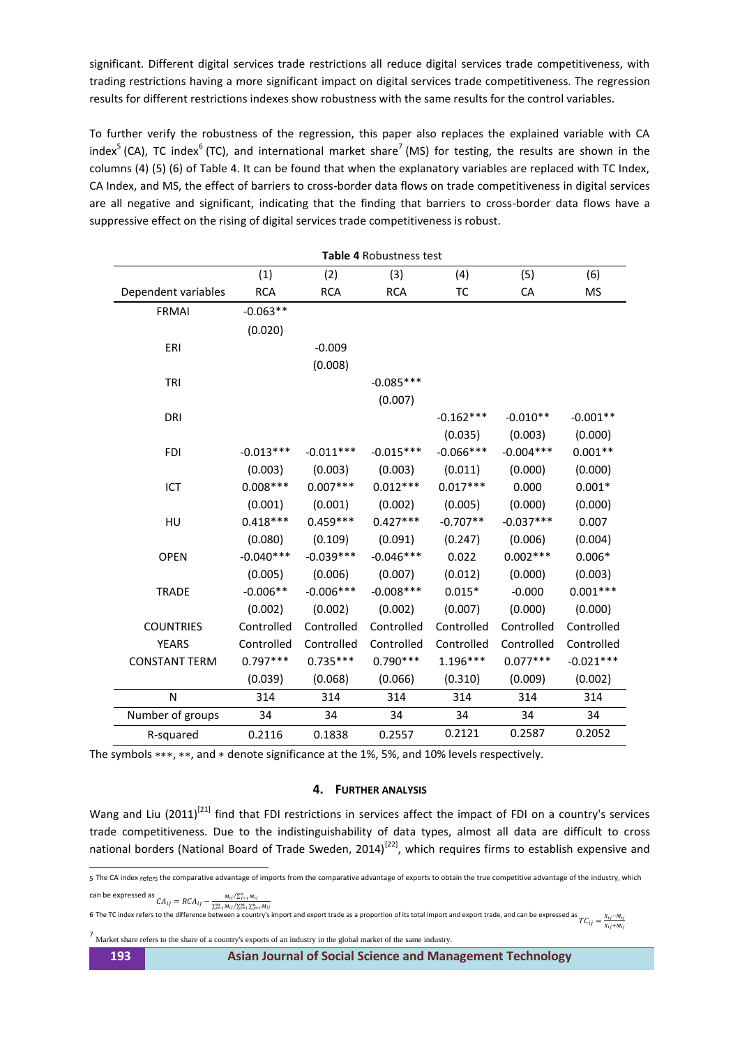significant. Different digital services trade restrictions all reduce digital services trade competitiveness, with trading restrictions having a more significant impact on digital services trade competitiveness. The regression results for different restrictions indexes show robustness with the same results for the control variables.

To further verify the robustness of the regression, this paper also replaces the explained variable with CA index[5] (CA), TC index[6] (TC), and international market share[7] (MS) for testing, the results are shown in the columns (4) (5) (6) of Table 4. It can be found that when the explanatory variables are replaced with TC Index, CA Index, and MS, the effect of barriers to cross-border data flows on trade competitiveness in digital services are all negative and significant, indicating that the finding that barriers to cross-border data flows have a suppressive effect on the rising of digital services trade competitiveness is robust.

**Table 4** Robustness test

| | (1) | (2) | (3) | (4) | (5) | (6) |
|---|---|---|---|---|---|---|
| Dependent variables | RCA | RCA | RCA | TC | CA | MS |
| FRMAI | -0.063** | | | | | |
| | (0.020) | | | | | |
| ERI | | -0.009 | | | | |
| | | (0.008) | | | | |
| TRI | | | -0.085*** | | | |
| | | | (0.007) | | | |
| DRI | | | | -0.162*** | -0.010** | -0.001** |
| | | | | (0.035) | (0.003) | (0.000) |
| FDI | -0.013*** | -0.011*** | -0.015*** | -0.066*** | -0.004*** | 0.001** |
| | (0.003) | (0.003) | (0.003) | (0.011) | (0.000) | (0.000) |
| ICT | 0.008*** | 0.007*** | 0.012*** | 0.017*** | 0.000 | 0.001* |
| | (0.001) | (0.001) | (0.002) | (0.005) | (0.000) | (0.000) |
| HU | 0.418*** | 0.459*** | 0.427*** | -0.707** | -0.037*** | 0.007 |
| | (0.080) | (0.109) | (0.091) | (0.247) | (0.006) | (0.004) |
| OPEN | -0.040*** | -0.039*** | -0.046*** | 0.022 | 0.002*** | 0.006* |
| | (0.005) | (0.006) | (0.007) | (0.012) | (0.000) | (0.003) |
| TRADE | -0.006** | -0.006*** | -0.008*** | 0.015* | -0.000 | 0.001*** |
| | (0.002) | (0.002) | (0.002) | (0.007) | (0.000) | (0.000) |
| COUNTRIES | Controlled | Controlled | Controlled | Controlled | Controlled | Controlled |
| YEARS | Controlled | Controlled | Controlled | Controlled | Controlled | Controlled |
| CONSTANT TERM | 0.797*** | 0.735*** | 0.790*** | 1.196*** | 0.077*** | -0.021*** |
| | (0.039) | (0.068) | (0.066) | (0.310) | (0.009) | (0.002) |
| N | 314 | 314 | 314 | 314 | 314 | 314 |
| Number of groups | 34 | 34 | 34 | 34 | 34 | 34 |
| R-squared | 0.2116 | 0.1838 | 0.2557 | 0.2121 | 0.2587 | 0.2052 |

The symbols ***, **, and * denote significance at the 1%, 5%, and 10% levels respectively.

## 4. FURTHER ANALYSIS

Wang and Liu (2011)[21] find that FDI restrictions in services affect the impact of FDI on a country's services trade competitiveness. Due to the indistinguishability of data types, almost all data are difficult to cross national borders (National Board of Trade Sweden, 2014)[22], which requires firms to establish expensive and

5 The CA index refers the comparative advantage of imports from the comparative advantage of exports to obtain the true competitive advantage of the industry, which can be expressed as $CA_{ij} = RCA_{ij} - \frac{M_{ij}/\sum_{j=1}^{n} M_{ij}}{\sum_{i=1}^{m} M_{ij}/\sum_{i=1}^{m}\sum_{j=1}^{n} M_{ij}}$

6 The TC index refers to the difference between a country's import and export trade as a proportion of its total import and export trade, and can be expressed as $TC_{ij} = \frac{X_{ij}-M_{ij}}{X_{ij}+M_{ij}}$

7 Market share refers to the share of a country's exports of an industry in the global market of the same industry.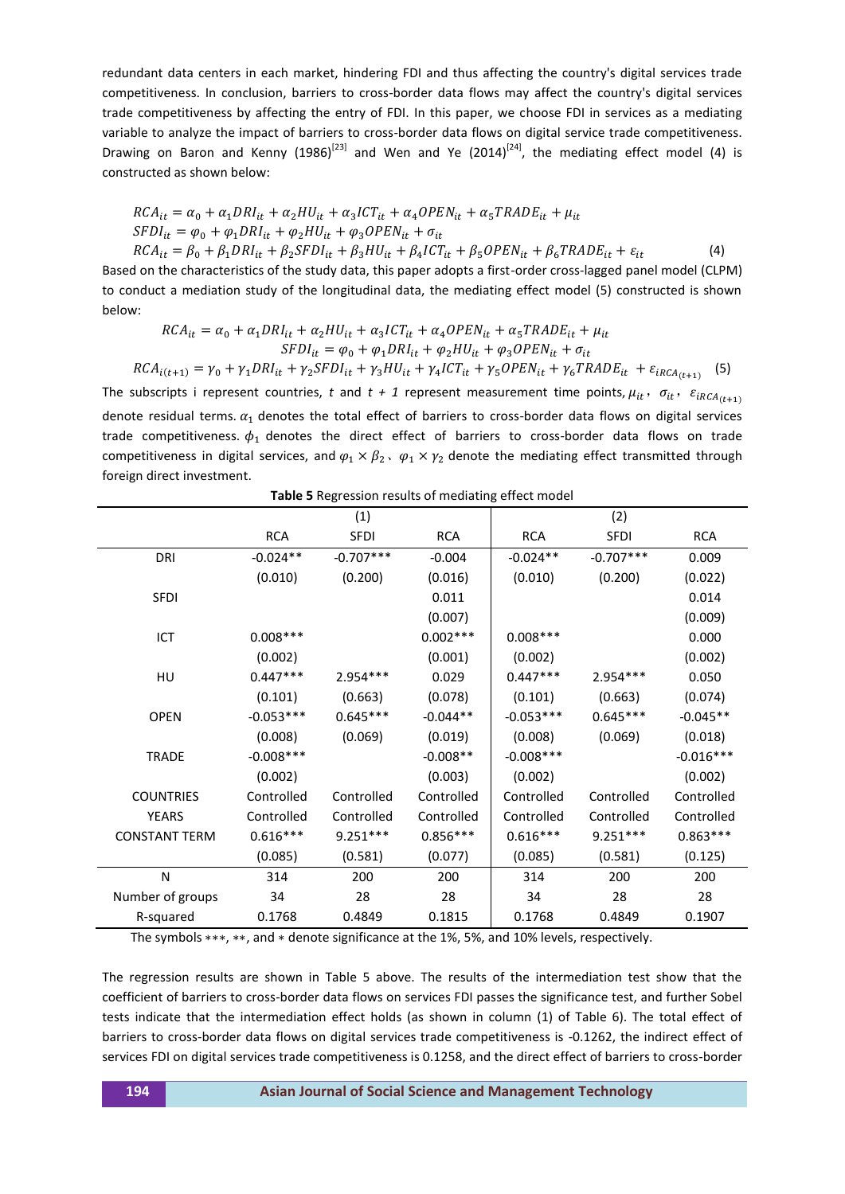redundant data centers in each market, hindering FDI and thus affecting the country's digital services trade competitiveness. In conclusion, barriers to cross-border data flows may affect the country's digital services trade competitiveness by affecting the entry of FDI. In this paper, we choose FDI in services as a mediating variable to analyze the impact of barriers to cross-border data flows on digital service trade competitiveness. Drawing on Baron and Kenny (1986)[23] and Wen and Ye (2014)[24], the mediating effect model (4) is constructed as shown below:

$$RCA_{it} = \alpha_0 + \alpha_1 DRI_{it} + \alpha_2 HU_{it} + \alpha_3 ICT_{it} + \alpha_4 OPEN_{it} + \alpha_5 TRADE_{it} + \mu_{it}$$
$$SFDI_{it} = \varphi_0 + \varphi_1 DRI_{it} + \varphi_2 HU_{it} + \varphi_3 OPEN_{it} + \sigma_{it}$$
$$RCA_{it} = \beta_0 + \beta_1 DRI_{it} + \beta_2 SFDI_{it} + \beta_3 HU_{it} + \beta_4 ICT_{it} + \beta_5 OPEN_{it} + \beta_6 TRADE_{it} + \varepsilon_{it} \quad (4)$$

Based on the characteristics of the study data, this paper adopts a first-order cross-lagged panel model (CLPM) to conduct a mediation study of the longitudinal data, the mediating effect model (5) constructed is shown below:

$$RCA_{it} = \alpha_0 + \alpha_1 DRI_{it} + \alpha_2 HU_{it} + \alpha_3 ICT_{it} + \alpha_4 OPEN_{it} + \alpha_5 TRADE_{it} + \mu_{it}$$
$$SFDI_{it} = \varphi_0 + \varphi_1 DRI_{it} + \varphi_2 HU_{it} + \varphi_3 OPEN_{it} + \sigma_{it}$$
$$RCA_{i(t+1)} = \gamma_0 + \gamma_1 DRI_{it} + \gamma_2 SFDI_{it} + \gamma_3 HU_{it} + \gamma_4 ICT_{it} + \gamma_5 OPEN_{it} + \gamma_6 TRADE_{it} + \varepsilon_{iRCA_{(t+1)}} \quad (5)$$

The subscripts i represent countries, $t$ and $t + 1$ represent measurement time points, $\mu_{it}$, $\sigma_{it}$, $\varepsilon_{iRCA_{(t+1)}}$ denote residual terms. $\alpha_1$ denotes the total effect of barriers to cross-border data flows on digital services trade competitiveness. $\phi_1$ denotes the direct effect of barriers to cross-border data flows on trade competitiveness in digital services, and $\varphi_1 \times \beta_2$、$\varphi_1 \times \gamma_2$ denote the mediating effect transmitted through foreign direct investment.

**Table 5** Regression results of mediating effect model

| | (1) | | | (2) | | |
|---|---|---|---|---|---|---|
| | RCA | SFDI | RCA | RCA | SFDI | RCA |
| DRI | -0.024** | -0.707*** | -0.004 | -0.024** | -0.707*** | 0.009 |
| | (0.010) | (0.200) | (0.016) | (0.010) | (0.200) | (0.022) |
| SFDI | | | 0.011 | | | 0.014 |
| | | | (0.007) | | | (0.009) |
| ICT | 0.008*** | | 0.002*** | 0.008*** | | 0.000 |
| | (0.002) | | (0.001) | (0.002) | | (0.002) |
| HU | 0.447*** | 2.954*** | 0.029 | 0.447*** | 2.954*** | 0.050 |
| | (0.101) | (0.663) | (0.078) | (0.101) | (0.663) | (0.074) |
| OPEN | -0.053*** | 0.645*** | -0.044** | -0.053*** | 0.645*** | -0.045** |
| | (0.008) | (0.069) | (0.019) | (0.008) | (0.069) | (0.018) |
| TRADE | -0.008*** | | -0.008** | -0.008*** | | -0.016*** |
| | (0.002) | | (0.003) | (0.002) | | (0.002) |
| COUNTRIES | Controlled | Controlled | Controlled | Controlled | Controlled | Controlled |
| YEARS | Controlled | Controlled | Controlled | Controlled | Controlled | Controlled |
| CONSTANT TERM | 0.616*** | 9.251*** | 0.856*** | 0.616*** | 9.251*** | 0.863*** |
| | (0.085) | (0.581) | (0.077) | (0.085) | (0.581) | (0.125) |
| N | 314 | 200 | 200 | 314 | 200 | 200 |
| Number of groups | 34 | 28 | 28 | 34 | 28 | 28 |
| R-squared | 0.1768 | 0.4849 | 0.1815 | 0.1768 | 0.4849 | 0.1907 |

The symbols ***, **, and * denote significance at the 1%, 5%, and 10% levels, respectively.

The regression results are shown in Table 5 above. The results of the intermediation test show that the coefficient of barriers to cross-border data flows on services FDI passes the significance test, and further Sobel tests indicate that the intermediation effect holds (as shown in column (1) of Table 6). The total effect of barriers to cross-border data flows on digital services trade competitiveness is -0.1262, the indirect effect of services FDI on digital services trade competitiveness is 0.1258, and the direct effect of barriers to cross-border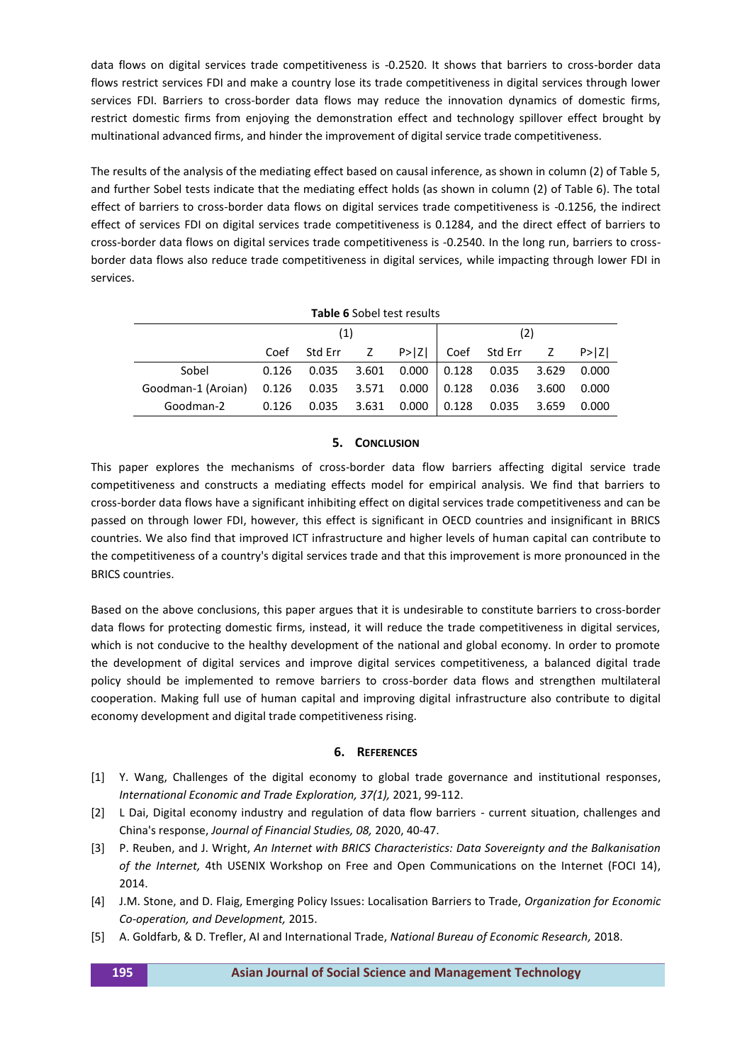data flows on digital services trade competitiveness is -0.2520. It shows that barriers to cross-border data flows restrict services FDI and make a country lose its trade competitiveness in digital services through lower services FDI. Barriers to cross-border data flows may reduce the innovation dynamics of domestic firms, restrict domestic firms from enjoying the demonstration effect and technology spillover effect brought by multinational advanced firms, and hinder the improvement of digital service trade competitiveness.

The results of the analysis of the mediating effect based on causal inference, as shown in column (2) of Table 5, and further Sobel tests indicate that the mediating effect holds (as shown in column (2) of Table 6). The total effect of barriers to cross-border data flows on digital services trade competitiveness is -0.1256, the indirect effect of services FDI on digital services trade competitiveness is 0.1284, and the direct effect of barriers to cross-border data flows on digital services trade competitiveness is -0.2540. In the long run, barriers to cross-border data flows also reduce trade competitiveness in digital services, while impacting through lower FDI in services.

**Table 6** Sobel test results

| | (1) | | | | (2) | | | |
|---|---|---|---|---|---|---|---|---|
| | Coef | Std Err | Z | P>\|Z\| | Coef | Std Err | Z | P>\|Z\| |
| Sobel | 0.126 | 0.035 | 3.601 | 0.000 | 0.128 | 0.035 | 3.629 | 0.000 |
| Goodman-1 (Aroian) | 0.126 | 0.035 | 3.571 | 0.000 | 0.128 | 0.036 | 3.600 | 0.000 |
| Goodman-2 | 0.126 | 0.035 | 3.631 | 0.000 | 0.128 | 0.035 | 3.659 | 0.000 |

## 5. CONCLUSION

This paper explores the mechanisms of cross-border data flow barriers affecting digital service trade competitiveness and constructs a mediating effects model for empirical analysis. We find that barriers to cross-border data flows have a significant inhibiting effect on digital services trade competitiveness and can be passed on through lower FDI, however, this effect is significant in OECD countries and insignificant in BRICS countries. We also find that improved ICT infrastructure and higher levels of human capital can contribute to the competitiveness of a country's digital services trade and that this improvement is more pronounced in the BRICS countries.

Based on the above conclusions, this paper argues that it is undesirable to constitute barriers to cross-border data flows for protecting domestic firms, instead, it will reduce the trade competitiveness in digital services, which is not conducive to the healthy development of the national and global economy. In order to promote the development of digital services and improve digital services competitiveness, a balanced digital trade policy should be implemented to remove barriers to cross-border data flows and strengthen multilateral cooperation. Making full use of human capital and improving digital infrastructure also contribute to digital economy development and digital trade competitiveness rising.

## 6. REFERENCES

[1] Y. Wang, Challenges of the digital economy to global trade governance and institutional responses, *International Economic and Trade Exploration, 37(1),* 2021, 99-112.

[2] L Dai, Digital economy industry and regulation of data flow barriers - current situation, challenges and China's response, *Journal of Financial Studies, 08,* 2020, 40-47.

[3] P. Reuben, and J. Wright, *An Internet with BRICS Characteristics: Data Sovereignty and the Balkanisation of the Internet,* 4th USENIX Workshop on Free and Open Communications on the Internet (FOCI 14), 2014.

[4] J.M. Stone, and D. Flaig, Emerging Policy Issues: Localisation Barriers to Trade, *Organization for Economic Co-operation, and Development,* 2015.

[5] A. Goldfarb, & D. Trefler, AI and International Trade, *National Bureau of Economic Research,* 2018.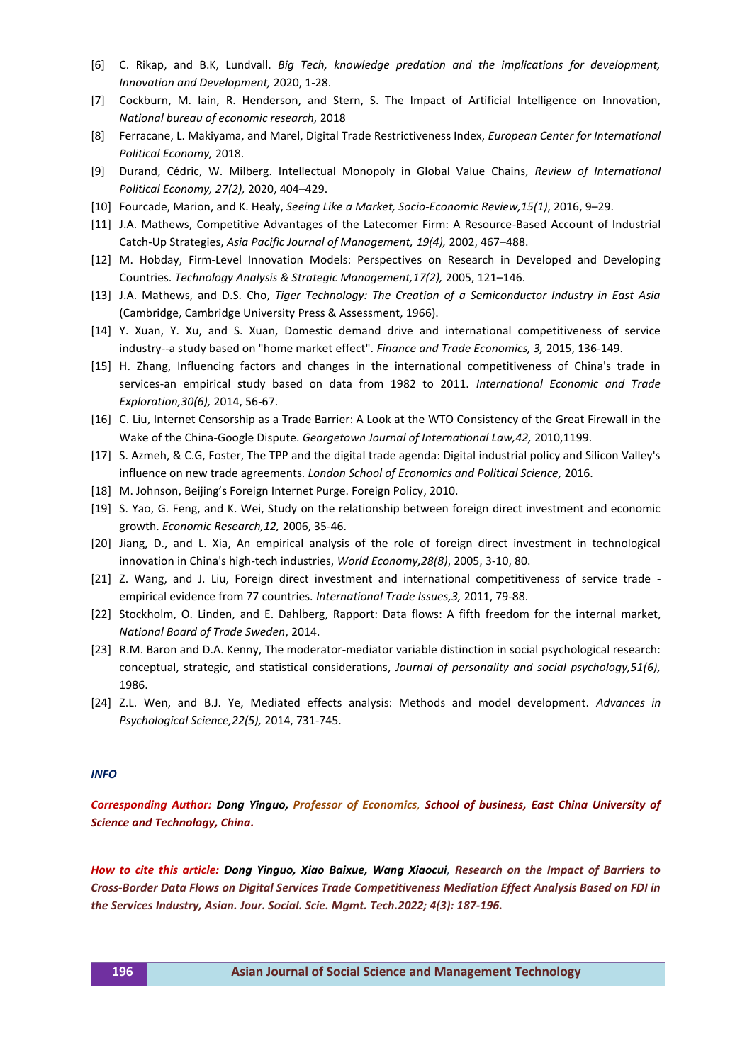[6] C. Rikap, and B.K, Lundvall. *Big Tech, knowledge predation and the implications for development, Innovation and Development,* 2020, 1-28.

[7] Cockburn, M. Iain, R. Henderson, and Stern, S. The Impact of Artificial Intelligence on Innovation, *National bureau of economic research,* 2018

[8] Ferracane, L. Makiyama, and Marel, Digital Trade Restrictiveness Index, *European Center for International Political Economy,* 2018.

[9] Durand, Cédric, W. Milberg. Intellectual Monopoly in Global Value Chains, *Review of International Political Economy, 27(2),* 2020, 404–429.

[10] Fourcade, Marion, and K. Healy, *Seeing Like a Market, Socio-Economic Review,15(1)*, 2016, 9–29.

[11] J.A. Mathews, Competitive Advantages of the Latecomer Firm: A Resource-Based Account of Industrial Catch-Up Strategies, *Asia Pacific Journal of Management, 19(4),* 2002, 467–488.

[12] M. Hobday, Firm-Level Innovation Models: Perspectives on Research in Developed and Developing Countries. *Technology Analysis & Strategic Management,17(2),* 2005, 121–146.

[13] J.A. Mathews, and D.S. Cho, *Tiger Technology: The Creation of a Semiconductor Industry in East Asia* (Cambridge, Cambridge University Press & Assessment, 1966).

[14] Y. Xuan, Y. Xu, and S. Xuan, Domestic demand drive and international competitiveness of service industry--a study based on "home market effect". *Finance and Trade Economics, 3,* 2015, 136-149.

[15] H. Zhang, Influencing factors and changes in the international competitiveness of China's trade in services-an empirical study based on data from 1982 to 2011. *International Economic and Trade Exploration,30(6),* 2014, 56-67.

[16] C. Liu, Internet Censorship as a Trade Barrier: A Look at the WTO Consistency of the Great Firewall in the Wake of the China-Google Dispute. *Georgetown Journal of International Law,42,* 2010,1199.

[17] S. Azmeh, & C.G, Foster, The TPP and the digital trade agenda: Digital industrial policy and Silicon Valley's influence on new trade agreements. *London School of Economics and Political Science,* 2016.

[18] M. Johnson, Beijing's Foreign Internet Purge. Foreign Policy, 2010.

[19] S. Yao, G. Feng, and K. Wei, Study on the relationship between foreign direct investment and economic growth. *Economic Research,12,* 2006, 35-46.

[20] Jiang, D., and L. Xia, An empirical analysis of the role of foreign direct investment in technological innovation in China's high-tech industries, *World Economy,28(8)*, 2005, 3-10, 80.

[21] Z. Wang, and J. Liu, Foreign direct investment and international competitiveness of service trade - empirical evidence from 77 countries. *International Trade Issues,3,* 2011, 79-88.

[22] Stockholm, O. Linden, and E. Dahlberg, Rapport: Data flows: A fifth freedom for the internal market, *National Board of Trade Sweden*, 2014.

[23] R.M. Baron and D.A. Kenny, The moderator-mediator variable distinction in social psychological research: conceptual, strategic, and statistical considerations, *Journal of personality and social psychology,51(6),* 1986.

[24] Z.L. Wen, and B.J. Ye, Mediated effects analysis: Methods and model development. *Advances in Psychological Science,22(5),* 2014, 731-745.

***INFO***

***Corresponding Author:* *Dong Yinguo, Professor of Economics, School of business, East China University of Science and Technology, China.***

***How to cite this article:* *Dong Yinguo, Xiao Baixue, Wang Xiaocui, Research on the Impact of Barriers to Cross-Border Data Flows on Digital Services Trade Competitiveness Mediation Effect Analysis Based on FDI in the Services Industry, Asian. Jour. Social. Scie. Mgmt. Tech.2022; 4(3): 187-196.***